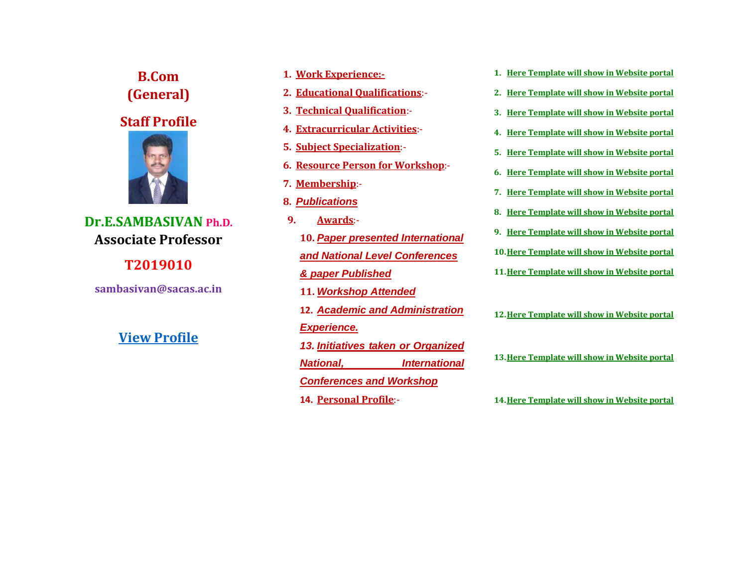# B.Com (General)

## Staff Profile

**Dr.E.SAMBASIVAN Ph.D.**

**Associate Professor**

**T2019010**

**sambasivan@sacas.ac.in**

**View Profile**

1. **Work Experience:-** — Here Template will show in Website portal
2. **Educational Qualifications:-** — Here Template will show in Website portal
3. **Technical Qualification:-** — Here Template will show in Website portal
4. **Extracurricular Activities:-** — Here Template will show in Website portal
5. **Subject Specialization:-** — Here Template will show in Website portal
6. **Resource Person for Workshop:-** — Here Template will show in Website portal
7. **Membership:-** — Here Template will show in Website portal
8. ***Publications*** — Here Template will show in Website portal
9. **Awards:-** — Here Template will show in Website portal
10. ***Paper presented International and National Level Conferences & paper Published*** — Here Template will show in Website portal
11. ***Workshop Attended*** — Here Template will show in Website portal
12. ***Academic and Administration Experience.*** — Here Template will show in Website portal
13. ***Initiatives taken or Organized National, International Conferences and Workshop*** — Here Template will show in Website portal
14. **Personal Profile:-** — Here Template will show in Website portal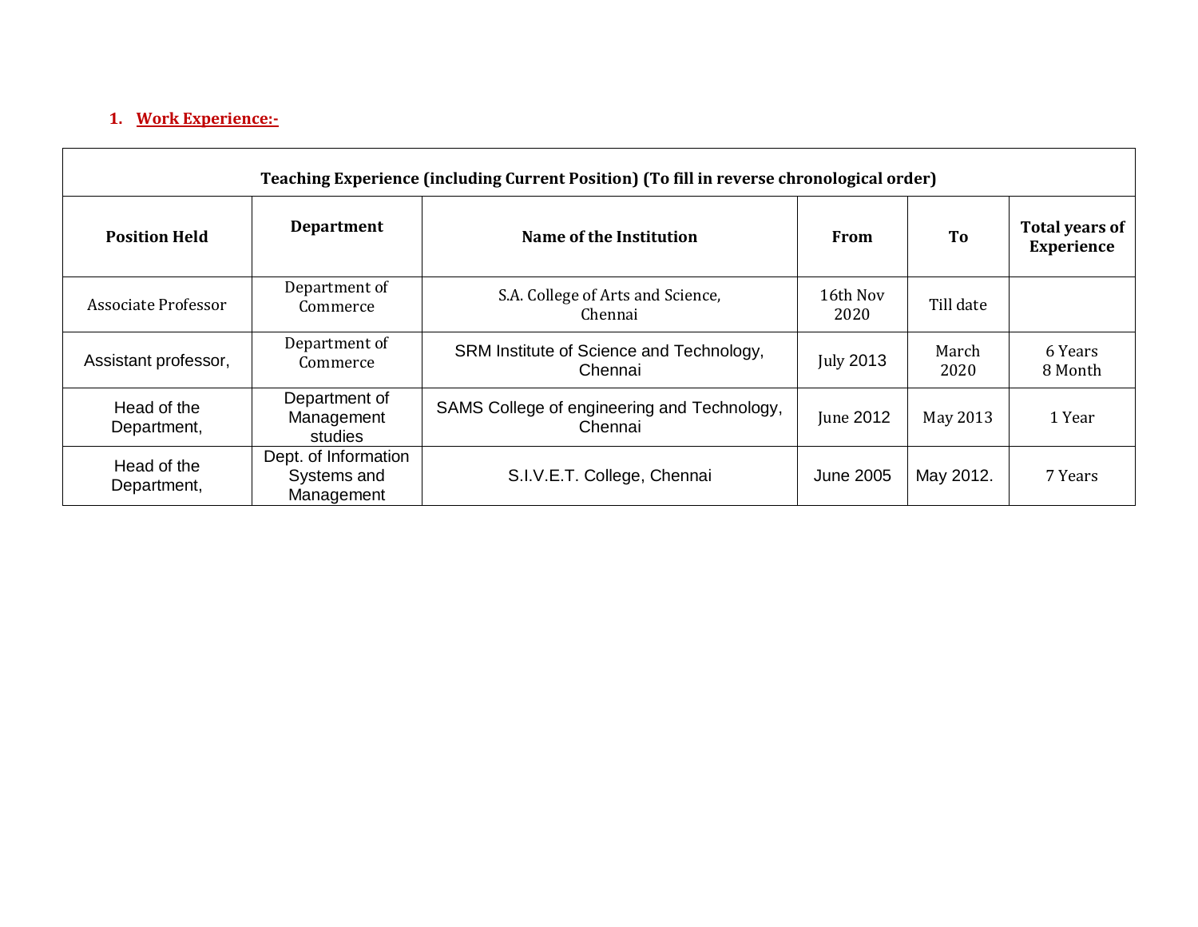1. **Work Experience:-**

| Teaching Experience (including Current Position) (To fill in reverse chronological order) | | | | | |
|---|---|---|---|---|---|
| **Position Held** | **Department** | **Name of the Institution** | **From** | **To** | **Total years of Experience** |
| Associate Professor | Department of Commerce | S.A. College of Arts and Science, Chennai | 16th Nov 2020 | Till date | |
| Assistant professor, | Department of Commerce | SRM Institute of Science and Technology, Chennai | July 2013 | March 2020 | 6 Years 8 Month |
| Head of the Department, | Department of Management studies | SAMS College of engineering and Technology, Chennai | June 2012 | May 2013 | 1 Year |
| Head of the Department, | Dept. of Information Systems and Management | S.I.V.E.T. College, Chennai | June 2005 | May 2012. | 7 Years |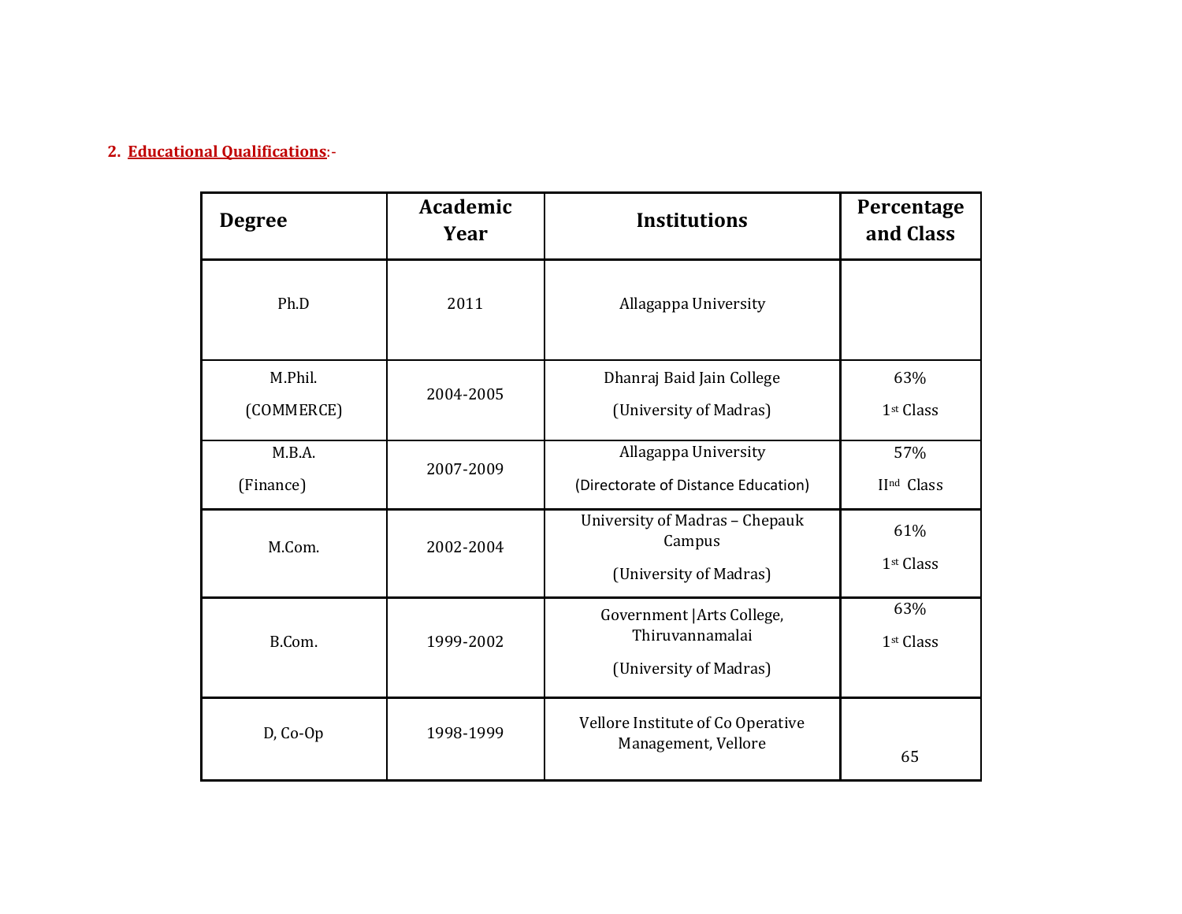## 2. Educational Qualifications:-

| Degree | Academic Year | Institutions | Percentage and Class |
|---|---|---|---|
| Ph.D | 2011 | Allagappa University | |
| M.Phil. (COMMERCE) | 2004-2005 | Dhanraj Baid Jain College (University of Madras) | 63% 1st Class |
| M.B.A. (Finance) | 2007-2009 | Allagappa University (Directorate of Distance Education) | 57% IInd Class |
| M.Com. | 2002-2004 | University of Madras – Chepauk Campus (University of Madras) | 61% 1st Class |
| B.Com. | 1999-2002 | Government |Arts College, Thiruvannamalai (University of Madras) | 63% 1st Class |
| D, Co-Op | 1998-1999 | Vellore Institute of Co Operative Management, Vellore | 65 |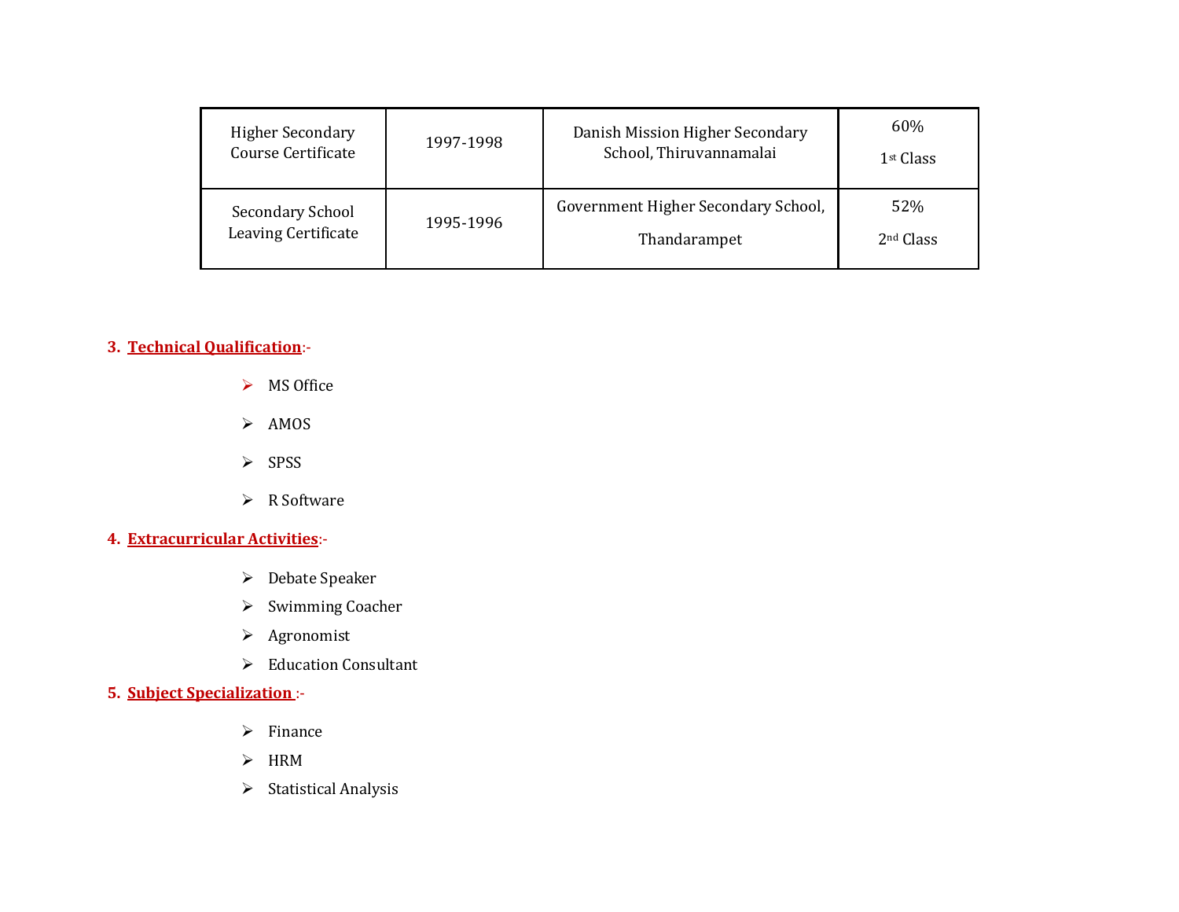| Higher Secondary Course Certificate | 1997-1998 | Danish Mission Higher Secondary School, Thiruvannamalai | 60% 1st Class |
|---|---|---|---|
| Secondary School Leaving Certificate | 1995-1996 | Government Higher Secondary School, Thandarampet | 52% 2nd Class |

**3. Technical Qualification:-**

- MS Office
- AMOS
- SPSS
- R Software

**4. Extracurricular Activities:-**

- Debate Speaker
- Swimming Coacher
- Agronomist
- Education Consultant

**5. Subject Specialization :-**

- Finance
- HRM
- Statistical Analysis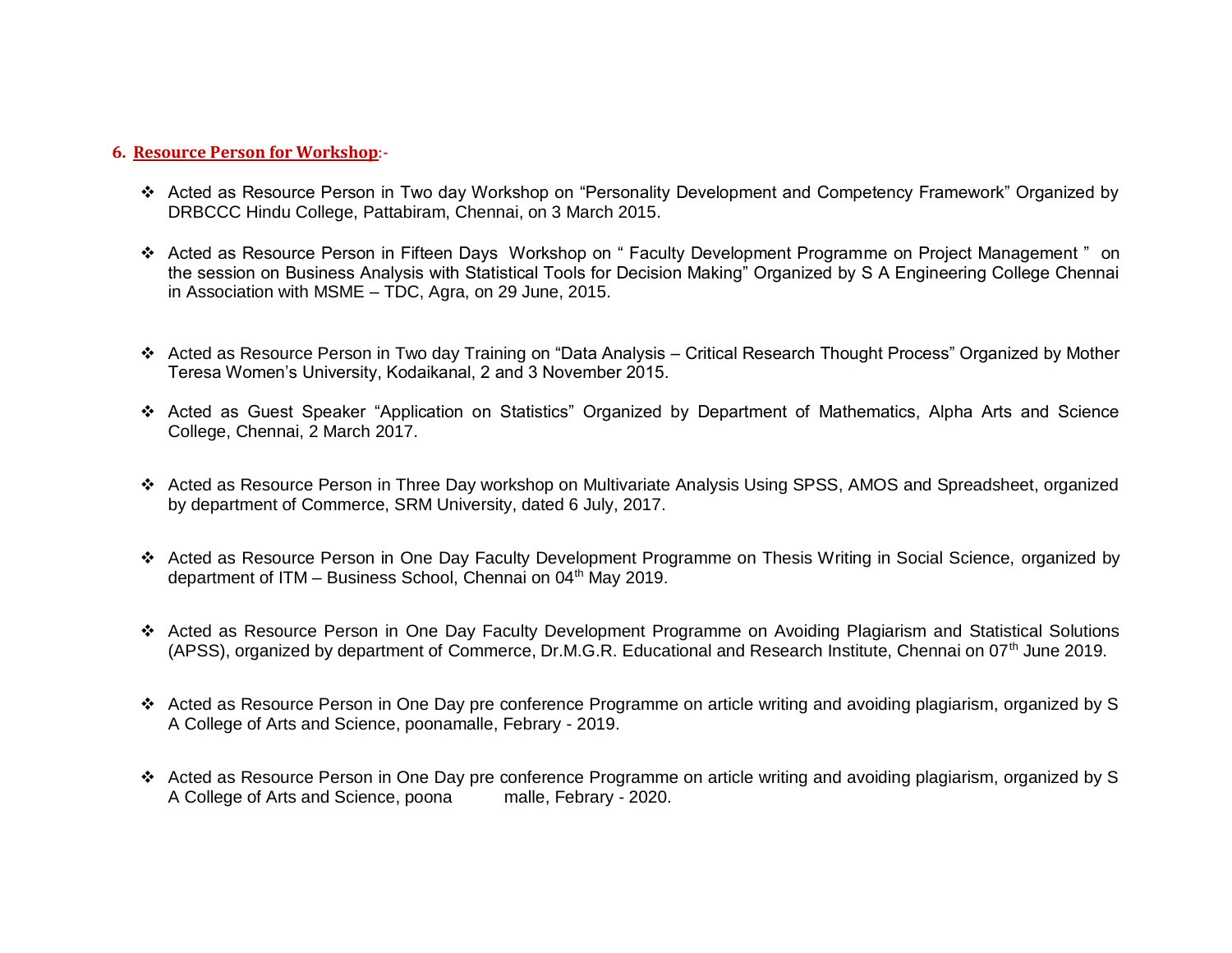## 6. Resource Person for Workshop:-

- Acted as Resource Person in Two day Workshop on "Personality Development and Competency Framework" Organized by DRBCCC Hindu College, Pattabiram, Chennai, on 3 March 2015.
- Acted as Resource Person in Fifteen Days Workshop on " Faculty Development Programme on Project Management " on the session on Business Analysis with Statistical Tools for Decision Making" Organized by S A Engineering College Chennai in Association with MSME – TDC, Agra, on 29 June, 2015.
- Acted as Resource Person in Two day Training on "Data Analysis – Critical Research Thought Process" Organized by Mother Teresa Women's University, Kodaikanal, 2 and 3 November 2015.
- Acted as Guest Speaker "Application on Statistics" Organized by Department of Mathematics, Alpha Arts and Science College, Chennai, 2 March 2017.
- Acted as Resource Person in Three Day workshop on Multivariate Analysis Using SPSS, AMOS and Spreadsheet, organized by department of Commerce, SRM University, dated 6 July, 2017.
- Acted as Resource Person in One Day Faculty Development Programme on Thesis Writing in Social Science, organized by department of ITM – Business School, Chennai on 04th May 2019.
- Acted as Resource Person in One Day Faculty Development Programme on Avoiding Plagiarism and Statistical Solutions (APSS), organized by department of Commerce, Dr.M.G.R. Educational and Research Institute, Chennai on 07th June 2019.
- Acted as Resource Person in One Day pre conference Programme on article writing and avoiding plagiarism, organized by S A College of Arts and Science, poonamalle, Febrary - 2019.
- Acted as Resource Person in One Day pre conference Programme on article writing and avoiding plagiarism, organized by S A College of Arts and Science, poona malle, Febrary - 2020.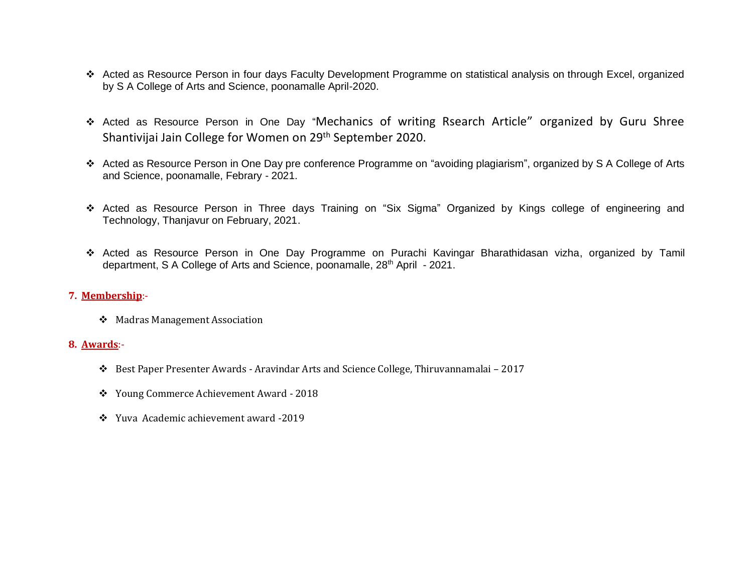- Acted as Resource Person in four days Faculty Development Programme on statistical analysis on through Excel, organized by S A College of Arts and Science, poonamalle April-2020.

- Acted as Resource Person in One Day "Mechanics of writing Rsearch Article" organized by Guru Shree Shantivijai Jain College for Women on 29th September 2020.

- Acted as Resource Person in One Day pre conference Programme on "avoiding plagiarism", organized by S A College of Arts and Science, poonamalle, Febrary - 2021.

- Acted as Resource Person in Three days Training on "Six Sigma" Organized by Kings college of engineering and Technology, Thanjavur on February, 2021.

- Acted as Resource Person in One Day Programme on Purachi Kavingar Bharathidasan vizha, organized by Tamil department, S A College of Arts and Science, poonamalle, 28th April - 2021.

## 7. **Membership**:-

- Madras Management Association

## 8. **Awards**:-

- Best Paper Presenter Awards - Aravindar Arts and Science College, Thiruvannamalai – 2017
- Young Commerce Achievement Award - 2018
- Yuva Academic achievement award -2019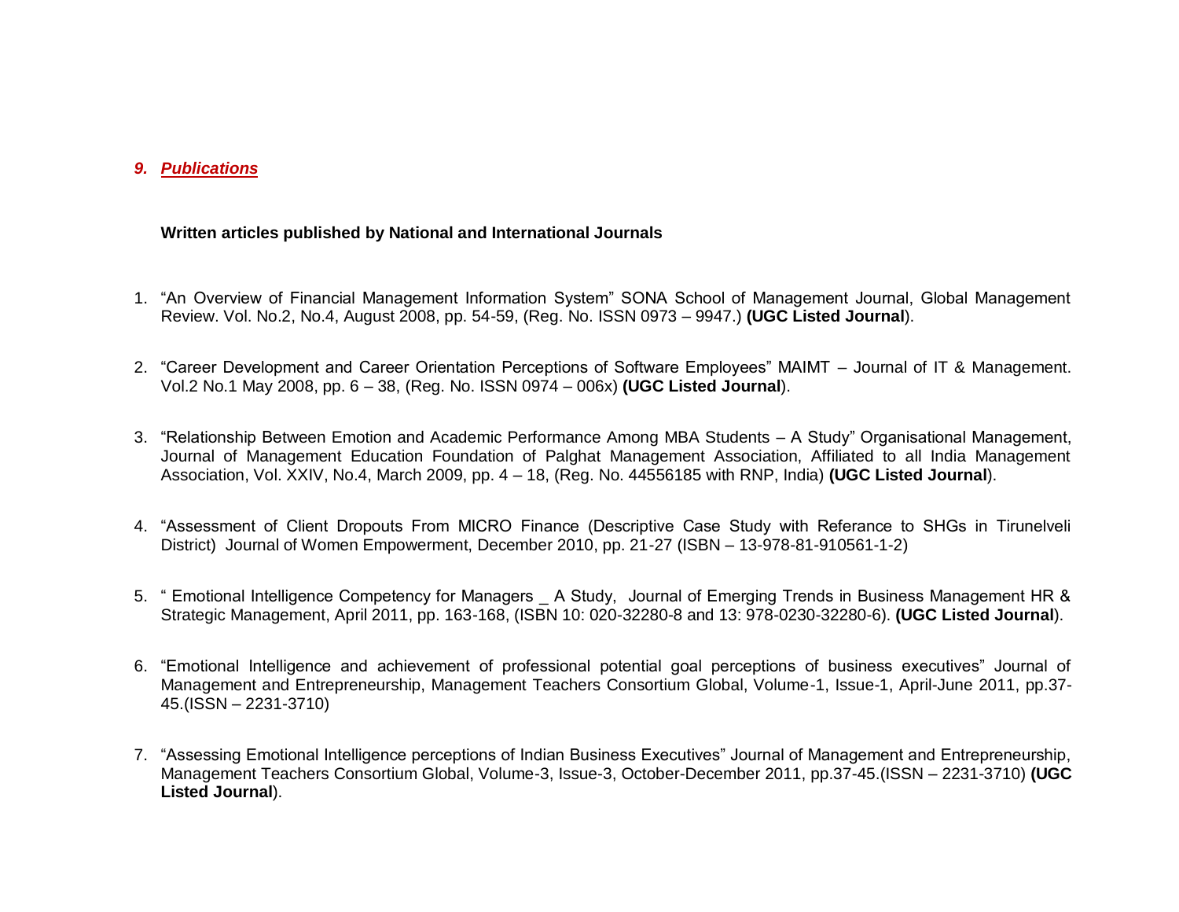## *9. Publications*

**Written articles published by National and International Journals**

1. "An Overview of Financial Management Information System" SONA School of Management Journal, Global Management Review. Vol. No.2, No.4, August 2008, pp. 54-59, (Reg. No. ISSN 0973 – 9947.) **(UGC Listed Journal**).

2. "Career Development and Career Orientation Perceptions of Software Employees" MAIMT – Journal of IT & Management. Vol.2 No.1 May 2008, pp. 6 – 38, (Reg. No. ISSN 0974 – 006x) **(UGC Listed Journal**).

3. "Relationship Between Emotion and Academic Performance Among MBA Students – A Study" Organisational Management, Journal of Management Education Foundation of Palghat Management Association, Affiliated to all India Management Association, Vol. XXIV, No.4, March 2009, pp. 4 – 18, (Reg. No. 44556185 with RNP, India) **(UGC Listed Journal**).

4. "Assessment of Client Dropouts From MICRO Finance (Descriptive Case Study with Referance to SHGs in Tirunelveli District) Journal of Women Empowerment, December 2010, pp. 21-27 (ISBN – 13-978-81-910561-1-2)

5. " Emotional Intelligence Competency for Managers _ A Study, Journal of Emerging Trends in Business Management HR & Strategic Management, April 2011, pp. 163-168, (ISBN 10: 020-32280-8 and 13: 978-0230-32280-6). **(UGC Listed Journal**).

6. "Emotional Intelligence and achievement of professional potential goal perceptions of business executives" Journal of Management and Entrepreneurship, Management Teachers Consortium Global, Volume-1, Issue-1, April-June 2011, pp.37-45.(ISSN – 2231-3710)

7. "Assessing Emotional Intelligence perceptions of Indian Business Executives" Journal of Management and Entrepreneurship, Management Teachers Consortium Global, Volume-3, Issue-3, October-December 2011, pp.37-45.(ISSN – 2231-3710) **(UGC Listed Journal**).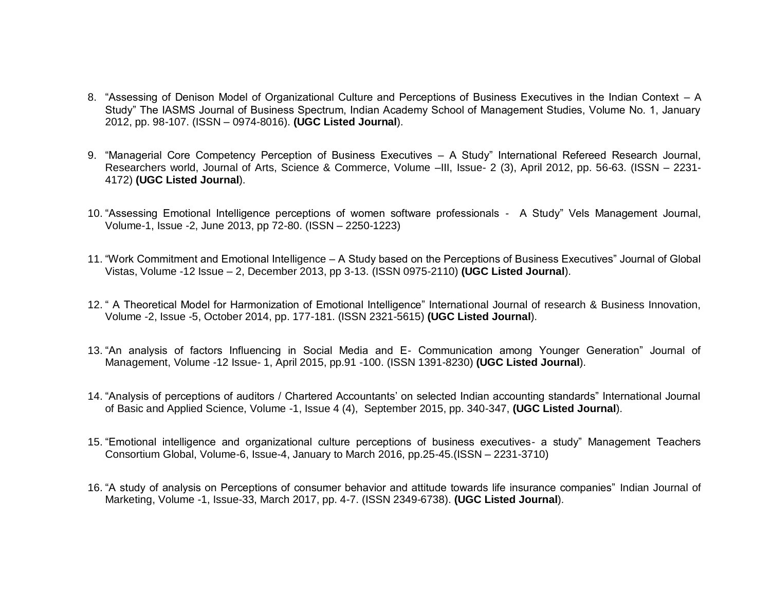8. "Assessing of Denison Model of Organizational Culture and Perceptions of Business Executives in the Indian Context – A Study" The IASMS Journal of Business Spectrum, Indian Academy School of Management Studies, Volume No. 1, January 2012, pp. 98-107. (ISSN – 0974-8016). **(UGC Listed Journal**).

9. "Managerial Core Competency Perception of Business Executives – A Study" International Refereed Research Journal, Researchers world, Journal of Arts, Science & Commerce, Volume –III, Issue- 2 (3), April 2012, pp. 56-63. (ISSN – 2231-4172) **(UGC Listed Journal**).

10. "Assessing Emotional Intelligence perceptions of women software professionals - A Study" Vels Management Journal, Volume-1, Issue -2, June 2013, pp 72-80. (ISSN – 2250-1223)

11. "Work Commitment and Emotional Intelligence – A Study based on the Perceptions of Business Executives" Journal of Global Vistas, Volume -12 Issue – 2, December 2013, pp 3-13. (ISSN 0975-2110) **(UGC Listed Journal**).

12. " A Theoretical Model for Harmonization of Emotional Intelligence" International Journal of research & Business Innovation, Volume -2, Issue -5, October 2014, pp. 177-181. (ISSN 2321-5615) **(UGC Listed Journal**).

13. "An analysis of factors Influencing in Social Media and E- Communication among Younger Generation" Journal of Management, Volume -12 Issue- 1, April 2015, pp.91 -100. (ISSN 1391-8230) **(UGC Listed Journal**).

14. "Analysis of perceptions of auditors / Chartered Accountants' on selected Indian accounting standards" International Journal of Basic and Applied Science, Volume -1, Issue 4 (4), September 2015, pp. 340-347, **(UGC Listed Journal**).

15. "Emotional intelligence and organizational culture perceptions of business executives- a study" Management Teachers Consortium Global, Volume-6, Issue-4, January to March 2016, pp.25-45.(ISSN – 2231-3710)

16. "A study of analysis on Perceptions of consumer behavior and attitude towards life insurance companies" Indian Journal of Marketing, Volume -1, Issue-33, March 2017, pp. 4-7. (ISSN 2349-6738). **(UGC Listed Journal**).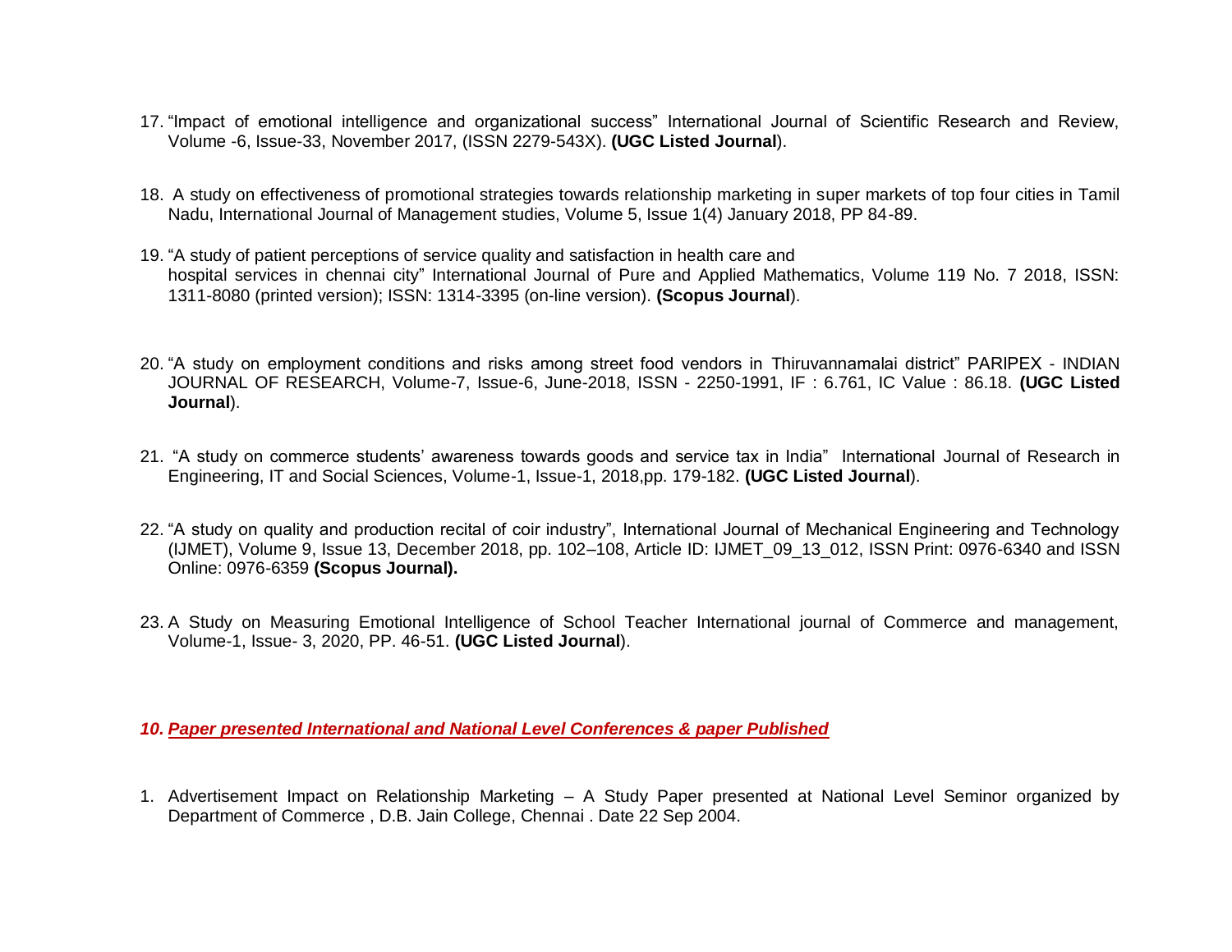17. "Impact of emotional intelligence and organizational success" International Journal of Scientific Research and Review, Volume -6, Issue-33, November 2017, (ISSN 2279-543X). **(UGC Listed Journal**).

18. A study on effectiveness of promotional strategies towards relationship marketing in super markets of top four cities in Tamil Nadu, International Journal of Management studies, Volume 5, Issue 1(4) January 2018, PP 84-89.

19. "A study of patient perceptions of service quality and satisfaction in health care and hospital services in chennai city" International Journal of Pure and Applied Mathematics, Volume 119 No. 7 2018, ISSN: 1311-8080 (printed version); ISSN: 1314-3395 (on-line version). **(Scopus Journal**).

20. "A study on employment conditions and risks among street food vendors in Thiruvannamalai district" PARIPEX - INDIAN JOURNAL OF RESEARCH, Volume-7, Issue-6, June-2018, ISSN - 2250-1991, IF : 6.761, IC Value : 86.18. **(UGC Listed Journal**).

21. "A study on commerce students' awareness towards goods and service tax in India" International Journal of Research in Engineering, IT and Social Sciences, Volume-1, Issue-1, 2018,pp. 179-182. **(UGC Listed Journal**).

22. "A study on quality and production recital of coir industry", International Journal of Mechanical Engineering and Technology (IJMET), Volume 9, Issue 13, December 2018, pp. 102–108, Article ID: IJMET_09_13_012, ISSN Print: 0976-6340 and ISSN Online: 0976-6359 **(Scopus Journal).**

23. A Study on Measuring Emotional Intelligence of School Teacher International journal of Commerce and management, Volume-1, Issue- 3, 2020, PP. 46-51. **(UGC Listed Journal**).

## *10. Paper presented International and National Level Conferences & paper Published*

1. Advertisement Impact on Relationship Marketing – A Study Paper presented at National Level Seminor organized by Department of Commerce , D.B. Jain College, Chennai . Date 22 Sep 2004.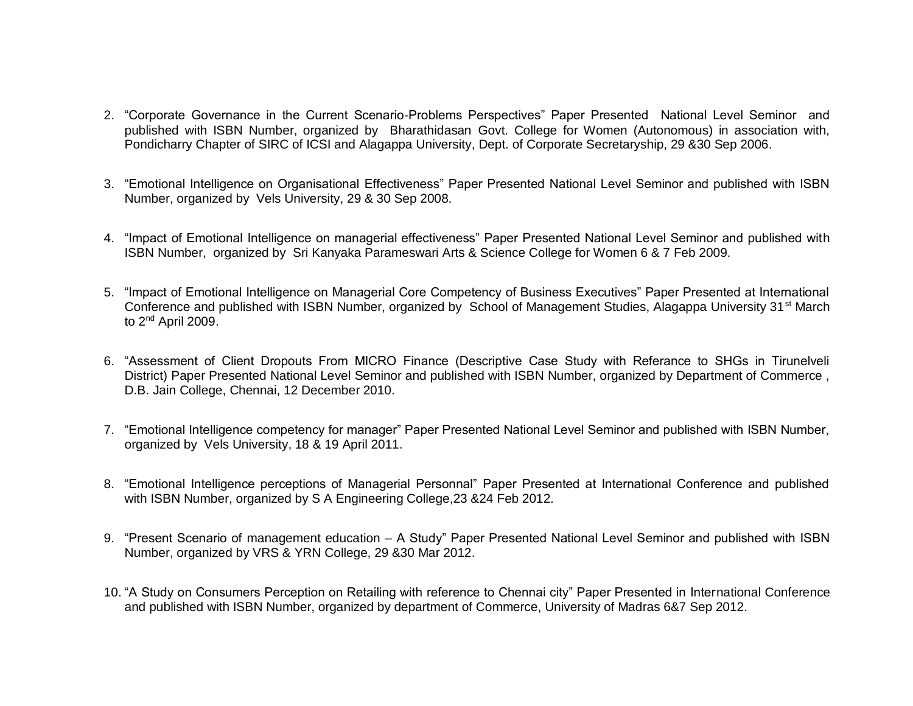2. “Corporate Governance in the Current Scenario-Problems Perspectives” Paper Presented National Level Seminor and published with ISBN Number, organized by Bharathidasan Govt. College for Women (Autonomous) in association with, Pondicharry Chapter of SIRC of ICSI and Alagappa University, Dept. of Corporate Secretaryship, 29 &30 Sep 2006.

3. “Emotional Intelligence on Organisational Effectiveness” Paper Presented National Level Seminor and published with ISBN Number, organized by Vels University, 29 & 30 Sep 2008.

4. “Impact of Emotional Intelligence on managerial effectiveness” Paper Presented National Level Seminor and published with ISBN Number, organized by Sri Kanyaka Parameswari Arts & Science College for Women 6 & 7 Feb 2009.

5. “Impact of Emotional Intelligence on Managerial Core Competency of Business Executives” Paper Presented at International Conference and published with ISBN Number, organized by School of Management Studies, Alagappa University 31st March to 2nd April 2009.

6. “Assessment of Client Dropouts From MICRO Finance (Descriptive Case Study with Referance to SHGs in Tirunelveli District) Paper Presented National Level Seminor and published with ISBN Number, organized by Department of Commerce , D.B. Jain College, Chennai, 12 December 2010.

7. “Emotional Intelligence competency for manager” Paper Presented National Level Seminor and published with ISBN Number, organized by Vels University, 18 & 19 April 2011.

8. “Emotional Intelligence perceptions of Managerial Personnal” Paper Presented at International Conference and published with ISBN Number, organized by S A Engineering College,23 &24 Feb 2012.

9. “Present Scenario of management education – A Study” Paper Presented National Level Seminor and published with ISBN Number, organized by VRS & YRN College, 29 &30 Mar 2012.

10. “A Study on Consumers Perception on Retailing with reference to Chennai city” Paper Presented in International Conference and published with ISBN Number, organized by department of Commerce, University of Madras 6&7 Sep 2012.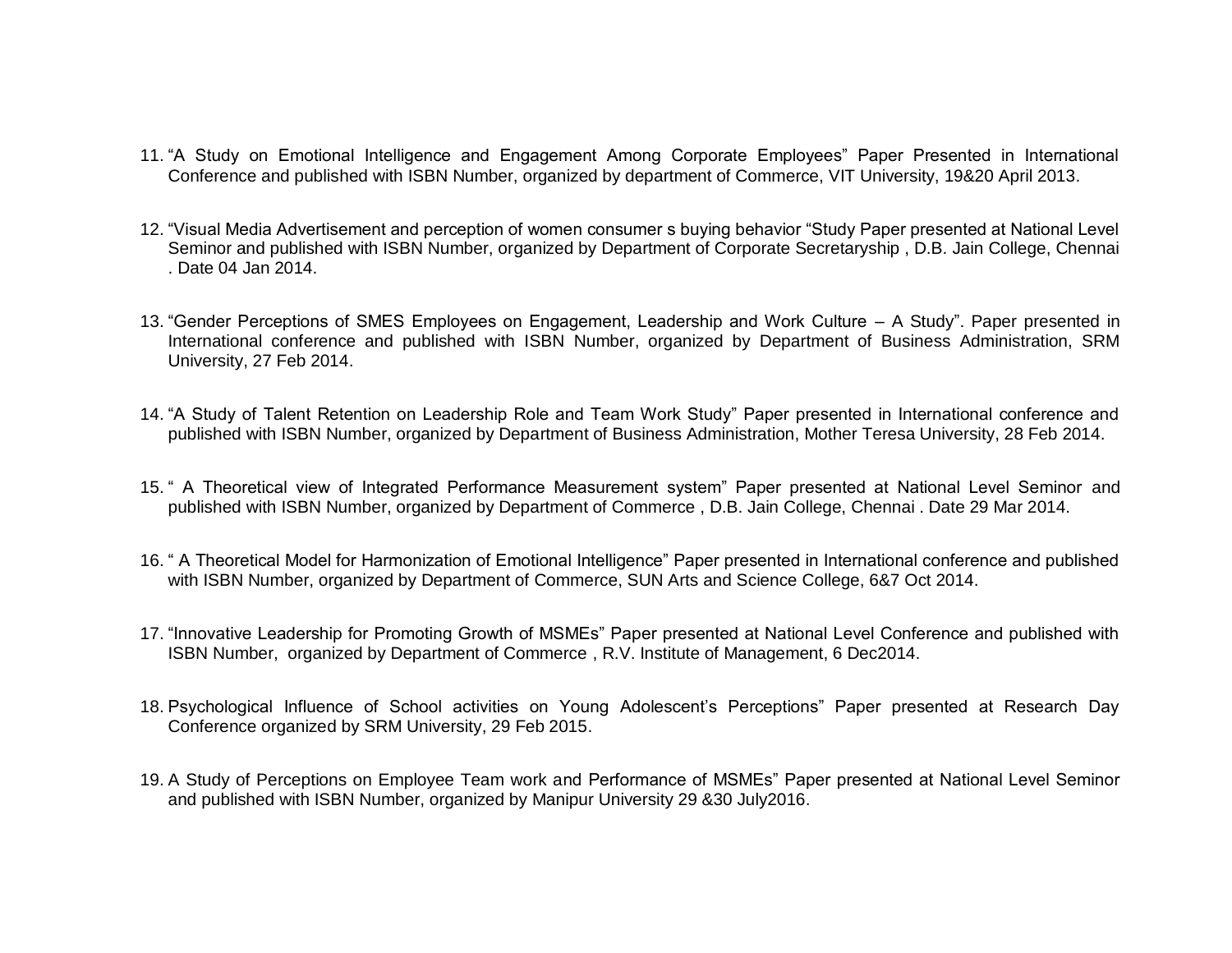11. "A Study on Emotional Intelligence and Engagement Among Corporate Employees" Paper Presented in International Conference and published with ISBN Number, organized by department of Commerce, VIT University, 19&20 April 2013.

12. "Visual Media Advertisement and perception of women consumer s buying behavior "Study Paper presented at National Level Seminor and published with ISBN Number, organized by Department of Corporate Secretaryship , D.B. Jain College, Chennai . Date 04 Jan 2014.

13. "Gender Perceptions of SMES Employees on Engagement, Leadership and Work Culture – A Study". Paper presented in International conference and published with ISBN Number, organized by Department of Business Administration, SRM University, 27 Feb 2014.

14. "A Study of Talent Retention on Leadership Role and Team Work Study" Paper presented in International conference and published with ISBN Number, organized by Department of Business Administration, Mother Teresa University, 28 Feb 2014.

15. " A Theoretical view of Integrated Performance Measurement system" Paper presented at National Level Seminor and published with ISBN Number, organized by Department of Commerce , D.B. Jain College, Chennai . Date 29 Mar 2014.

16. " A Theoretical Model for Harmonization of Emotional Intelligence" Paper presented in International conference and published with ISBN Number, organized by Department of Commerce, SUN Arts and Science College, 6&7 Oct 2014.

17. "Innovative Leadership for Promoting Growth of MSMEs" Paper presented at National Level Conference and published with ISBN Number, organized by Department of Commerce , R.V. Institute of Management, 6 Dec2014.

18. Psychological Influence of School activities on Young Adolescent's Perceptions" Paper presented at Research Day Conference organized by SRM University, 29 Feb 2015.

19. A Study of Perceptions on Employee Team work and Performance of MSMEs" Paper presented at National Level Seminor and published with ISBN Number, organized by Manipur University 29 &30 July2016.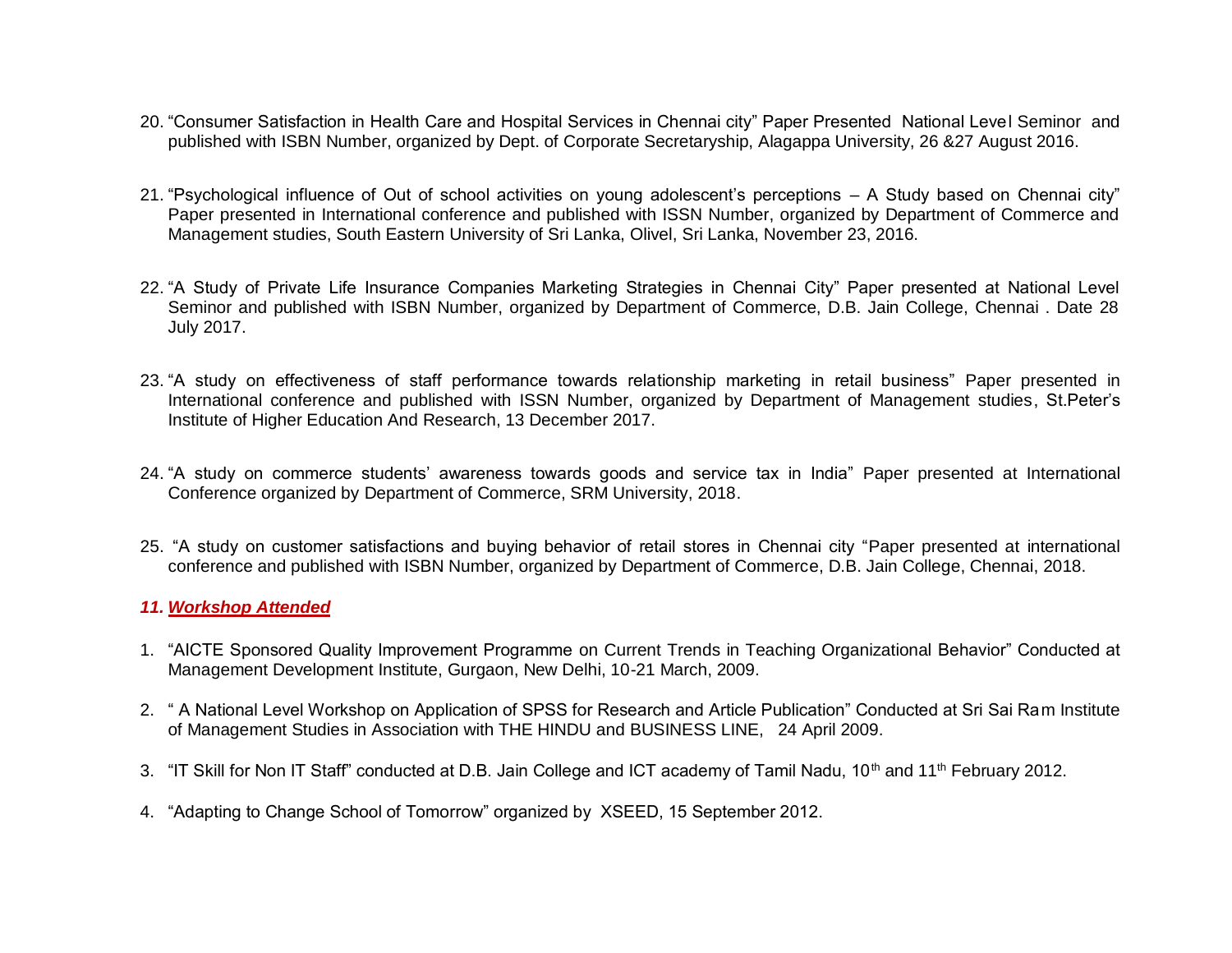20. "Consumer Satisfaction in Health Care and Hospital Services in Chennai city" Paper Presented National Level Seminor and published with ISBN Number, organized by Dept. of Corporate Secretaryship, Alagappa University, 26 &27 August 2016.

21. "Psychological influence of Out of school activities on young adolescent's perceptions – A Study based on Chennai city" Paper presented in International conference and published with ISSN Number, organized by Department of Commerce and Management studies, South Eastern University of Sri Lanka, Olivel, Sri Lanka, November 23, 2016.

22. "A Study of Private Life Insurance Companies Marketing Strategies in Chennai City" Paper presented at National Level Seminor and published with ISBN Number, organized by Department of Commerce, D.B. Jain College, Chennai . Date 28 July 2017.

23. "A study on effectiveness of staff performance towards relationship marketing in retail business" Paper presented in International conference and published with ISSN Number, organized by Department of Management studies, St.Peter's Institute of Higher Education And Research, 13 December 2017.

24. "A study on commerce students' awareness towards goods and service tax in India" Paper presented at International Conference organized by Department of Commerce, SRM University, 2018.

25. "A study on customer satisfactions and buying behavior of retail stores in Chennai city "Paper presented at international conference and published with ISBN Number, organized by Department of Commerce, D.B. Jain College, Chennai, 2018.

## *11. Workshop Attended*

1. "AICTE Sponsored Quality Improvement Programme on Current Trends in Teaching Organizational Behavior" Conducted at Management Development Institute, Gurgaon, New Delhi, 10-21 March, 2009.

2. " A National Level Workshop on Application of SPSS for Research and Article Publication" Conducted at Sri Sai Ram Institute of Management Studies in Association with THE HINDU and BUSINESS LINE, 24 April 2009.

3. "IT Skill for Non IT Staff" conducted at D.B. Jain College and ICT academy of Tamil Nadu, 10th and 11th February 2012.

4. "Adapting to Change School of Tomorrow" organized by XSEED, 15 September 2012.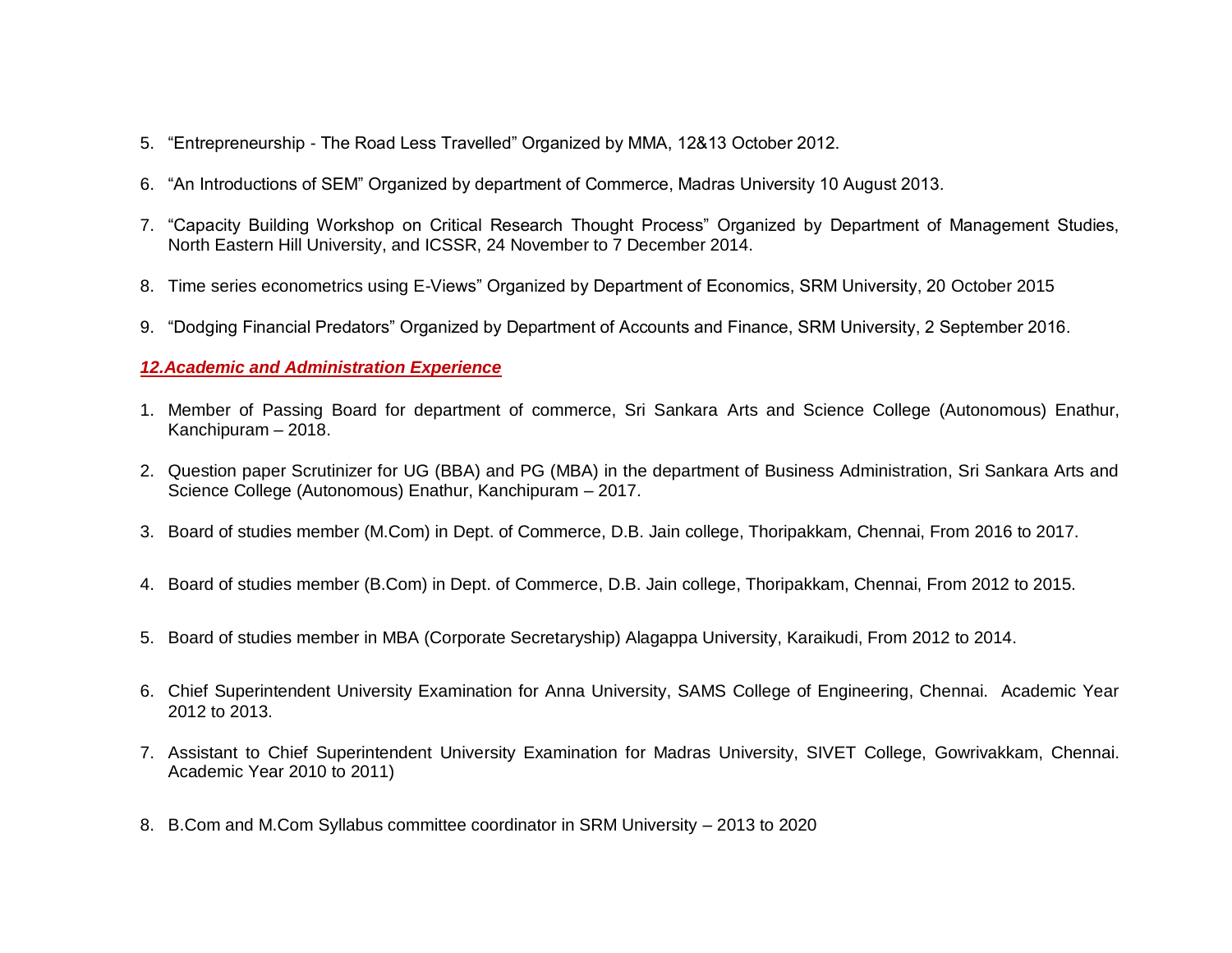5. "Entrepreneurship - The Road Less Travelled" Organized by MMA, 12&13 October 2012.

6. "An Introductions of SEM" Organized by department of Commerce, Madras University 10 August 2013.

7. "Capacity Building Workshop on Critical Research Thought Process" Organized by Department of Management Studies, North Eastern Hill University, and ICSSR, 24 November to 7 December 2014.

8. Time series econometrics using E-Views" Organized by Department of Economics, SRM University, 20 October 2015

9. "Dodging Financial Predators" Organized by Department of Accounts and Finance, SRM University, 2 September 2016.

***12.Academic and Administration Experience***

1. Member of Passing Board for department of commerce, Sri Sankara Arts and Science College (Autonomous) Enathur, Kanchipuram – 2018.

2. Question paper Scrutinizer for UG (BBA) and PG (MBA) in the department of Business Administration, Sri Sankara Arts and Science College (Autonomous) Enathur, Kanchipuram – 2017.

3. Board of studies member (M.Com) in Dept. of Commerce, D.B. Jain college, Thoripakkam, Chennai, From 2016 to 2017.

4. Board of studies member (B.Com) in Dept. of Commerce, D.B. Jain college, Thoripakkam, Chennai, From 2012 to 2015.

5. Board of studies member in MBA (Corporate Secretaryship) Alagappa University, Karaikudi, From 2012 to 2014.

6. Chief Superintendent University Examination for Anna University, SAMS College of Engineering, Chennai. Academic Year 2012 to 2013.

7. Assistant to Chief Superintendent University Examination for Madras University, SIVET College, Gowrivakkam, Chennai. Academic Year 2010 to 2011)

8. B.Com and M.Com Syllabus committee coordinator in SRM University – 2013 to 2020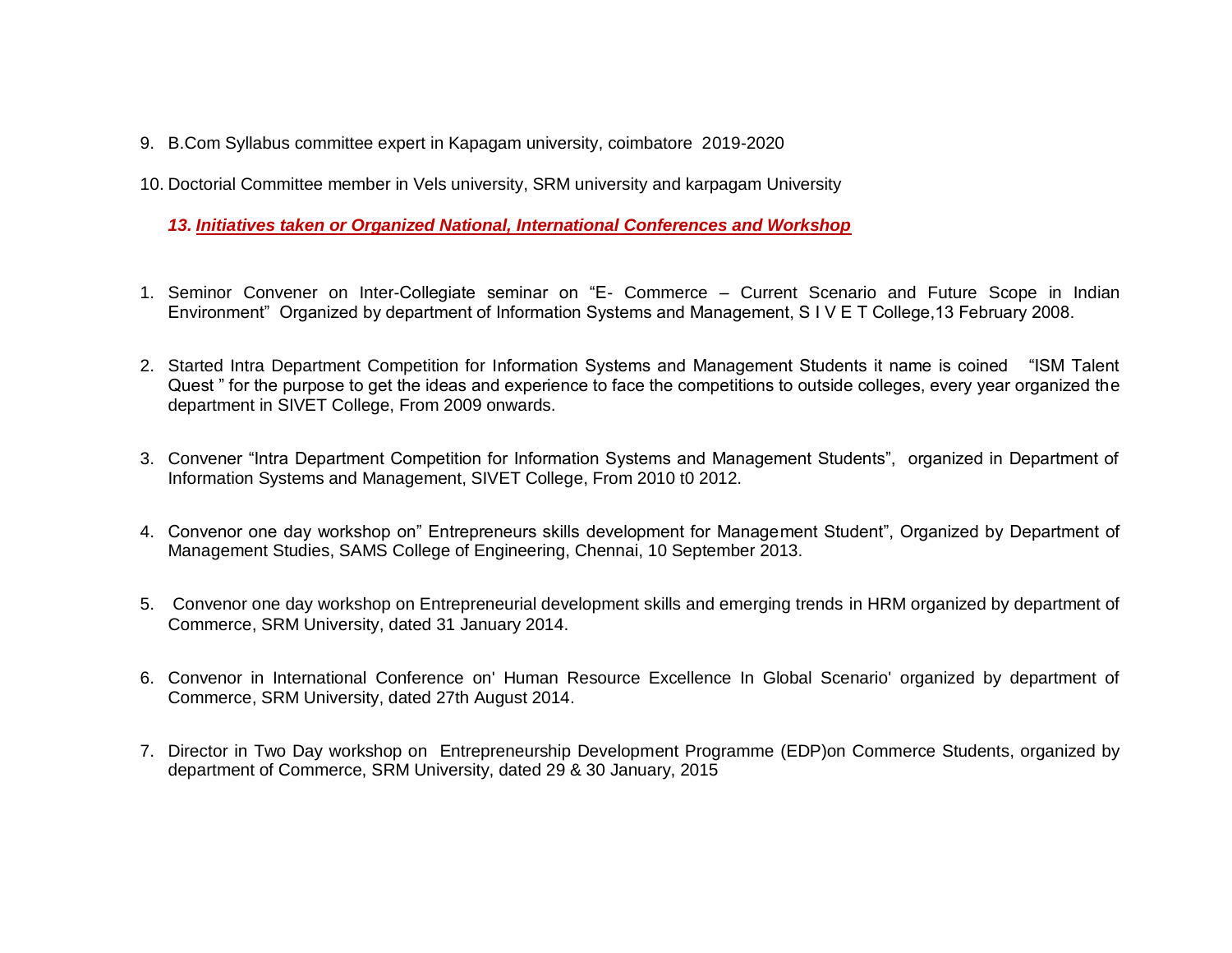9. B.Com Syllabus committee expert in Kapagam university, coimbatore 2019-2020

10. Doctorial Committee member in Vels university, SRM university and karpagam University

### *13. Initiatives taken or Organized National, International Conferences and Workshop*

1. Seminor Convener on Inter-Collegiate seminar on “E- Commerce – Current Scenario and Future Scope in Indian Environment” Organized by department of Information Systems and Management, S I V E T College,13 February 2008.

2. Started Intra Department Competition for Information Systems and Management Students it name is coined “ISM Talent Quest ” for the purpose to get the ideas and experience to face the competitions to outside colleges, every year organized the department in SIVET College, From 2009 onwards.

3. Convener “Intra Department Competition for Information Systems and Management Students”, organized in Department of Information Systems and Management, SIVET College, From 2010 t0 2012.

4. Convenor one day workshop on” Entrepreneurs skills development for Management Student”, Organized by Department of Management Studies, SAMS College of Engineering, Chennai, 10 September 2013.

5. Convenor one day workshop on Entrepreneurial development skills and emerging trends in HRM organized by department of Commerce, SRM University, dated 31 January 2014.

6. Convenor in International Conference on' Human Resource Excellence In Global Scenario' organized by department of Commerce, SRM University, dated 27th August 2014.

7. Director in Two Day workshop on Entrepreneurship Development Programme (EDP)on Commerce Students, organized by department of Commerce, SRM University, dated 29 & 30 January, 2015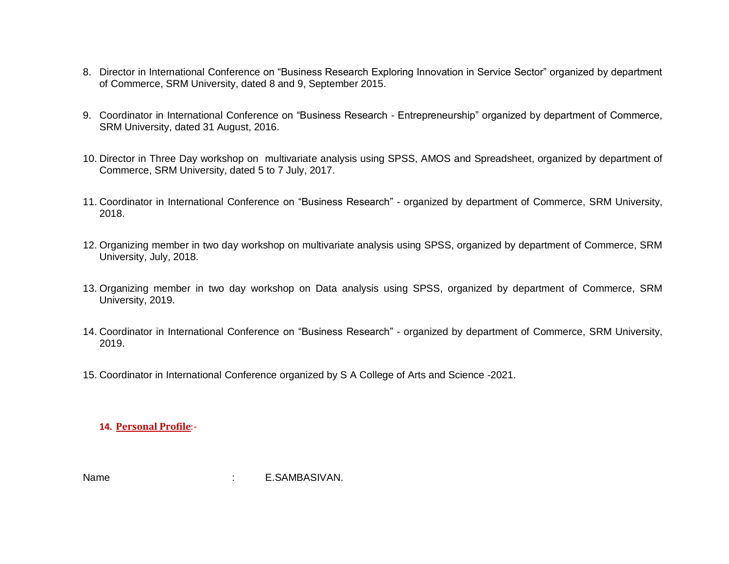8. Director in International Conference on “Business Research Exploring Innovation in Service Sector” organized by department of Commerce, SRM University, dated 8 and 9, September 2015.

9. Coordinator in International Conference on “Business Research - Entrepreneurship” organized by department of Commerce, SRM University, dated 31 August, 2016.

10. Director in Three Day workshop on multivariate analysis using SPSS, AMOS and Spreadsheet, organized by department of Commerce, SRM University, dated 5 to 7 July, 2017.

11. Coordinator in International Conference on “Business Research” - organized by department of Commerce, SRM University, 2018.

12. Organizing member in two day workshop on multivariate analysis using SPSS, organized by department of Commerce, SRM University, July, 2018.

13. Organizing member in two day workshop on Data analysis using SPSS, organized by department of Commerce, SRM University, 2019.

14. Coordinator in International Conference on “Business Research” - organized by department of Commerce, SRM University, 2019.

15. Coordinator in International Conference organized by S A College of Arts and Science -2021.

## 14. **Personal Profile**:-

Name : E.SAMBASIVAN.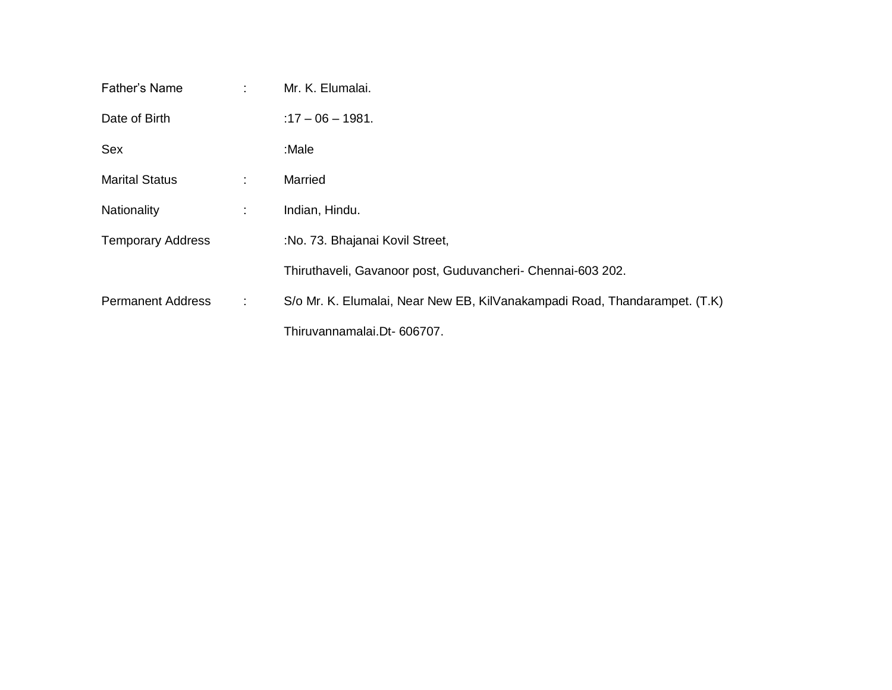| | | |
|---|---|---|
| Father's Name | : | Mr. K. Elumalai. |
| Date of Birth | | :17 – 06 – 1981. |
| Sex | | :Male |
| Marital Status | : | Married |
| Nationality | : | Indian, Hindu. |
| Temporary Address | | :No. 73. Bhajanai Kovil Street, |
| | | Thiruthaveli, Gavanoor post, Guduvancheri- Chennai-603 202. |
| Permanent Address | : | S/o Mr. K. Elumalai, Near New EB, KilVanakampadi Road, Thandarampet. (T.K) |
| | | Thiruvannamalai.Dt- 606707. |